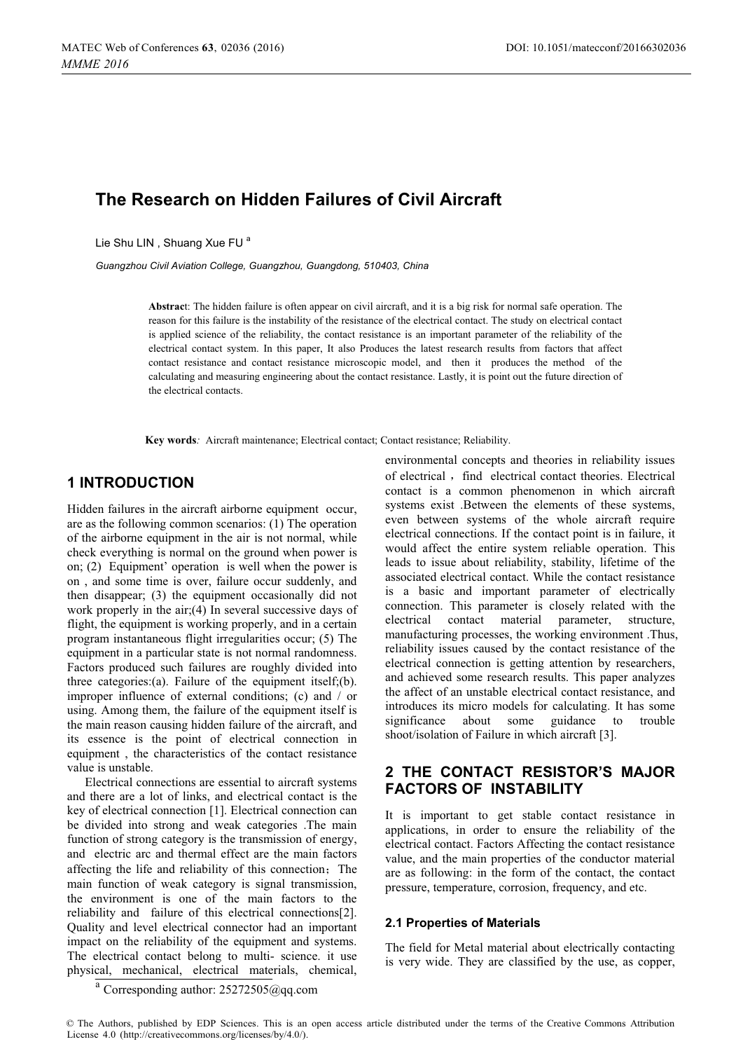# The Research on Hidden Failures of Civil Aircraft

Lie Shu LIN , Shuang Xue FU [a]

*Guangzhou Civil Aviation College, Guangzhou, Guangdong, 510403, China*

**Abstract**: The hidden failure is often appear on civil aircraft, and it is a big risk for normal safe operation. The reason for this failure is the instability of the resistance of the electrical contact. The study on electrical contact is applied science of the reliability, the contact resistance is an important parameter of the reliability of the electrical contact system. In this paper, It also Produces the latest research results from factors that affect contact resistance and contact resistance microscopic model, and then it produces the method of the calculating and measuring engineering about the contact resistance. Lastly, it is point out the future direction of the electrical contacts.

**Key words**: Aircraft maintenance; Electrical contact; Contact resistance; Reliability.

## 1 INTRODUCTION

Hidden failures in the aircraft airborne equipment occur, are as the following common scenarios: (1) The operation of the airborne equipment in the air is not normal, while check everything is normal on the ground when power is on; (2) Equipment' operation is well when the power is on , and some time is over, failure occur suddenly, and then disappear; (3) the equipment occasionally did not work properly in the air;(4) In several successive days of flight, the equipment is working properly, and in a certain program instantaneous flight irregularities occur; (5) The equipment in a particular state is not normal randomness. Factors produced such failures are roughly divided into three categories:(a). Failure of the equipment itself;(b). improper influence of external conditions; (c) and / or using. Among them, the failure of the equipment itself is the main reason causing hidden failure of the aircraft, and its essence is the point of electrical connection in equipment , the characteristics of the contact resistance value is unstable.

Electrical connections are essential to aircraft systems and there are a lot of links, and electrical contact is the key of electrical connection [1]. Electrical connection can be divided into strong and weak categories .The main function of strong category is the transmission of energy, and electric arc and thermal effect are the main factors affecting the life and reliability of this connection；The main function of weak category is signal transmission, the environment is one of the main factors to the reliability and failure of this electrical connections[2]. Quality and level electrical connector had an important impact on the reliability of the equipment and systems. The electrical contact belong to multi- science. it use physical, mechanical, electrical materials, chemical, environmental concepts and theories in reliability issues of electrical ，find electrical contact theories. Electrical contact is a common phenomenon in which aircraft systems exist .Between the elements of these systems, even between systems of the whole aircraft require electrical connections. If the contact point is in failure, it would affect the entire system reliable operation. This leads to issue about reliability, stability, lifetime of the associated electrical contact. While the contact resistance is a basic and important parameter of electrically connection. This parameter is closely related with the electrical contact material parameter, structure, manufacturing processes, the working environment .Thus, reliability issues caused by the contact resistance of the electrical connection is getting attention by researchers, and achieved some research results. This paper analyzes the affect of an unstable electrical contact resistance, and introduces its micro models for calculating. It has some significance about some guidance to trouble shoot/isolation of Failure in which aircraft [3].

## 2 THE CONTACT RESISTOR'S MAJOR FACTORS OF INSTABILITY

It is important to get stable contact resistance in applications, in order to ensure the reliability of the electrical contact. Factors Affecting the contact resistance value, and the main properties of the conductor material are as following: in the form of the contact, the contact pressure, temperature, corrosion, frequency, and etc.

### 2.1 Properties of Materials

The field for Metal material about electrically contacting is very wide. They are classified by the use, as copper,

[a] Corresponding author: 25272505@qq.com

© The Authors, published by EDP Sciences. This is an open access article distributed under the terms of the Creative Commons Attribution License 4.0 (http://creativecommons.org/licenses/by/4.0/).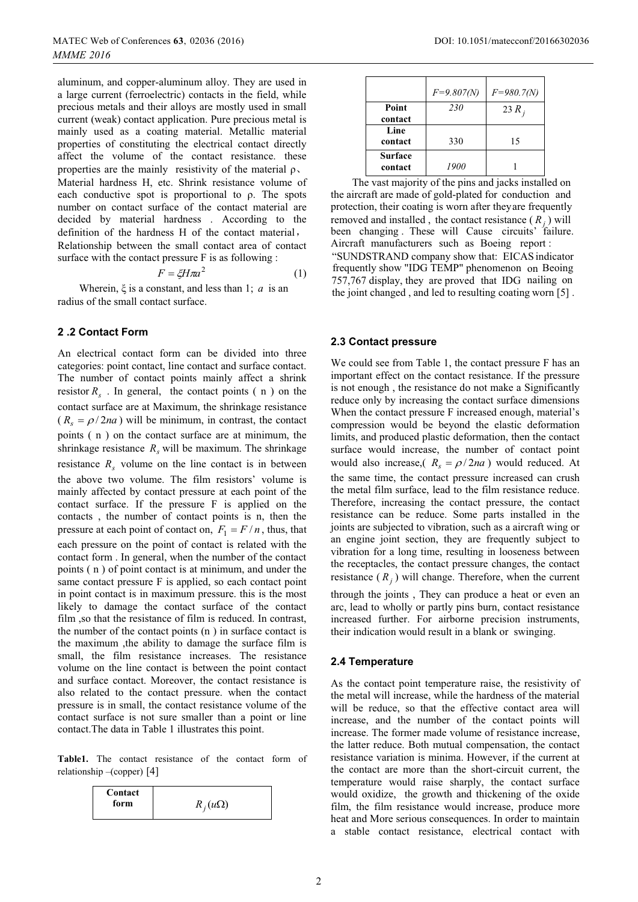aluminum, and copper-aluminum alloy. They are used in a large current (ferroelectric) contacts in the field, while precious metals and their alloys are mostly used in small current (weak) contact application. Pure precious metal is mainly used as a coating material. Metallic material properties of constituting the electrical contact directly affect the volume of the contact resistance. these properties are the mainly resistivity of the material ρ、Material hardness H, etc. Shrink resistance volume of each conductive spot is proportional to ρ. The spots number on contact surface of the contact material are decided by material hardness . According to the definition of the hardness H of the contact material，Relationship between the small contact area of contact surface with the contact pressure F is as following :

$$F = \xi H \pi a^2 \tag{1}$$

Wherein, ξ is a constant, and less than 1; $a$ is an radius of the small contact surface.

## 2 .2 Contact Form

An electrical contact form can be divided into three categories: point contact, line contact and surface contact. The number of contact points mainly affect a shrink resistor $R_s$ . In general, the contact points ( n ) on the contact surface are at Maximum, the shrinkage resistance ( $R_s = \rho / 2na$ ) will be minimum, in contrast, the contact points ( n ) on the contact surface are at minimum, the shrinkage resistance $R_s$ will be maximum. The shrinkage resistance $R_s$ volume on the line contact is in between the above two volume. The film resistors' volume is mainly affected by contact pressure at each point of the contact surface. If the pressure F is applied on the contacts , the number of contact points is n, then the pressure at each point of contact on, $F_1 = F / n$, thus, that each pressure on the point of contact is related with the contact form . In general, when the number of the contact points ( n ) of point contact is at minimum, and under the same contact pressure F is applied, so each contact point in point contact is in maximum pressure. this is the most likely to damage the contact surface of the contact film ,so that the resistance of film is reduced. In contrast, the number of the contact points (n ) in surface contact is the maximum ,the ability to damage the surface film is small, the film resistance increases. The resistance volume on the line contact is between the point contact and surface contact. Moreover, the contact resistance is also related to the contact pressure. when the contact pressure is in small, the contact resistance volume of the contact surface is not sure smaller than a point or line contact.The data in Table 1 illustrates this point.

**Table1.** The contact resistance of the contact form of relationship –(copper) [4]

| Contact form | $R_j(u\Omega)$ | |
|---|---|---|
| | *F=9.807(N)* | *F=980.7(N)* |
| **Point contact** | *230* | 23 $R_j$ |
| **Line contact** | 330 | 15 |
| **Surface contact** | *1900* | 1 |

The vast majority of the pins and jacks installed on the aircraft are made of gold-plated for conduction and protection, their coating is worn after theyare frequently removed and installed , the contact resistance ( $R_j$ ) will been changing . These will Cause circuits' failure. Aircraft manufacturers such as Boeing report : "SUNDSTRAND company show that: EICAS indicator frequently show "IDG TEMP" phenomenon on Beoing 757,767 display, they are proved that IDG nailing on the joint changed , and led to resulting coating worn [5] .

## 2.3 Contact pressure

We could see from Table 1, the contact pressure F has an important effect on the contact resistance. If the pressure is not enough , the resistance do not make a Significantly reduce only by increasing the contact surface dimensions When the contact pressure F increased enough, material's compression would be beyond the elastic deformation limits, and produced plastic deformation, then the contact surface would increase, the number of contact point would also increase,( $R_s = \rho / 2na$ ) would reduced. At the same time, the contact pressure increased can crush the metal film surface, lead to the film resistance reduce. Therefore, increasing the contact pressure, the contact resistance can be reduce. Some parts installed in the joints are subjected to vibration, such as a aircraft wing or an engine joint section, they are frequently subject to vibration for a long time, resulting in looseness between the receptacles, the contact pressure changes, the contact resistance ( $R_j$ ) will change. Therefore, when the current through the joints , They can produce a heat or even an arc, lead to wholly or partly pins burn, contact resistance increased further. For airborne precision instruments, their indication would result in a blank or swinging.

## 2.4 Temperature

As the contact point temperature raise, the resistivity of the metal will increase, while the hardness of the material will be reduce, so that the effective contact area will increase, and the number of the contact points will increase. The former made volume of resistance increase, the latter reduce. Both mutual compensation, the contact resistance variation is minima. However, if the current at the contact are more than the short-circuit current, the temperature would raise sharply, the contact surface would oxidize, the growth and thickening of the oxide film, the film resistance would increase, produce more heat and More serious consequences. In order to maintain a stable contact resistance, electrical contact with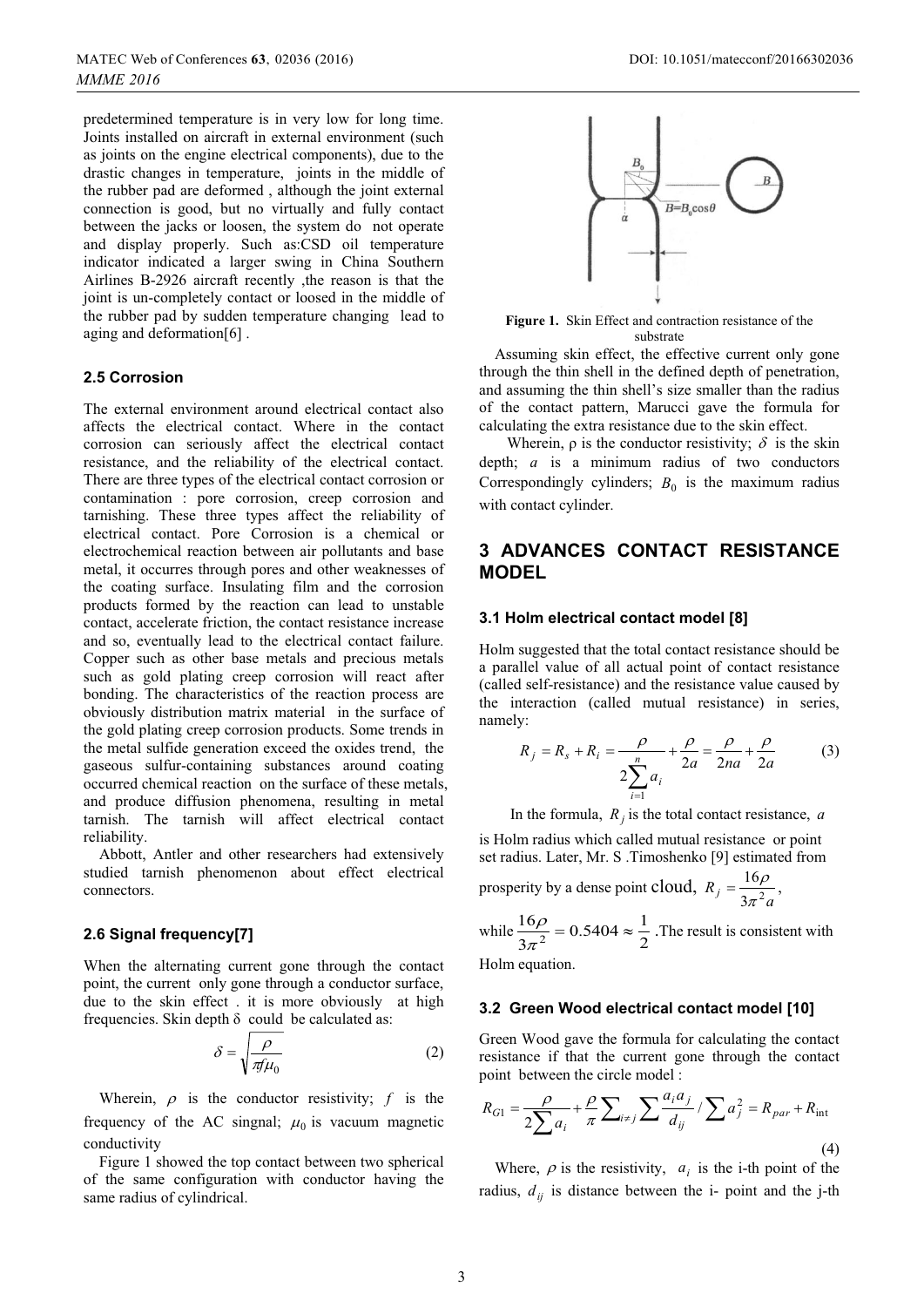predetermined temperature is in very low for long time. Joints installed on aircraft in external environment (such as joints on the engine electrical components), due to the drastic changes in temperature, joints in the middle of the rubber pad are deformed , although the joint external connection is good, but no virtually and fully contact between the jacks or loosen, the system do not operate and display properly. Such as:CSD oil temperature indicator indicated a larger swing in China Southern Airlines B-2926 aircraft recently ,the reason is that the joint is un-completely contact or loosed in the middle of the rubber pad by sudden temperature changing lead to aging and deformation[6] .

### 2.5 Corrosion

The external environment around electrical contact also affects the electrical contact. Where in the contact corrosion can seriously affect the electrical contact resistance, and the reliability of the electrical contact. There are three types of the electrical contact corrosion or contamination : pore corrosion, creep corrosion and tarnishing. These three types affect the reliability of electrical contact. Pore Corrosion is a chemical or electrochemical reaction between air pollutants and base metal, it occurres through pores and other weaknesses of the coating surface. Insulating film and the corrosion products formed by the reaction can lead to unstable contact, accelerate friction, the contact resistance increase and so, eventually lead to the electrical contact failure. Copper such as other base metals and precious metals such as gold plating creep corrosion will react after bonding. The characteristics of the reaction process are obviously distribution matrix material in the surface of the gold plating creep corrosion products. Some trends in the metal sulfide generation exceed the oxides trend, the gaseous sulfur-containing substances around coating occurred chemical reaction on the surface of these metals, and produce diffusion phenomena, resulting in metal tarnish. The tarnish will affect electrical contact reliability.

Abbott, Antler and other researchers had extensively studied tarnish phenomenon about effect electrical connectors.

### 2.6 Signal frequency[7]

When the alternating current gone through the contact point, the current only gone through a conductor surface, due to the skin effect . it is more obviously at high frequencies. Skin depth δ could be calculated as:

$$\delta = \sqrt{\frac{\rho}{\pi f \mu_0}} \tag{2}$$

Wherein, $\rho$ is the conductor resistivity; $f$ is the frequency of the AC singnal; $\mu_0$ is vacuum magnetic conductivity

Figure 1 showed the top contact between two spherical of the same configuration with conductor having the same radius of cylindrical.

Figure 1. Skin Effect and contraction resistance of the substrate

Assuming skin effect, the effective current only gone through the thin shell in the defined depth of penetration, and assuming the thin shell's size smaller than the radius of the contact pattern, Marucci gave the formula for calculating the extra resistance due to the skin effect.

Wherein, ρ is the conductor resistivity; $\delta$ is the skin depth; $a$ is a minimum radius of two conductors Correspondingly cylinders; $B_0$ is the maximum radius with contact cylinder.

## 3 ADVANCES CONTACT RESISTANCE MODEL

### 3.1 Holm electrical contact model [8]

Holm suggested that the total contact resistance should be a parallel value of all actual point of contact resistance (called self-resistance) and the resistance value caused by the interaction (called mutual resistance) in series, namely:

$$R_j = R_s + R_i = \frac{\rho}{2\sum_{i=1}^{n} a_i} + \frac{\rho}{2a} = \frac{\rho}{2na} + \frac{\rho}{2a} \tag{3}$$

In the formula, $R_j$ is the total contact resistance, $a$ is Holm radius which called mutual resistance or point set radius. Later, Mr. S .Timoshenko [9] estimated from prosperity by a dense point cloud, $R_j = \frac{16\rho}{3\pi^2 a}$, while $\frac{16\rho}{3\pi^2} = 0.5404 \approx \frac{1}{2}$ .The result is consistent with Holm equation.

### 3.2 Green Wood electrical contact model [10]

Green Wood gave the formula for calculating the contact resistance if that the current gone through the contact point between the circle model :

$$R_{G1} = \frac{\rho}{2\sum a_i} + \frac{\rho}{\pi} \sum_{i \neq j} \sum \frac{a_i a_j}{d_{ij}} / \sum a_j^2 = R_{par} + R_{\text{int}} \tag{4}$$

Where, $\rho$ is the resistivity, $a_i$ is the i-th point of the radius, $d_{ij}$ is distance between the i- point and the j-th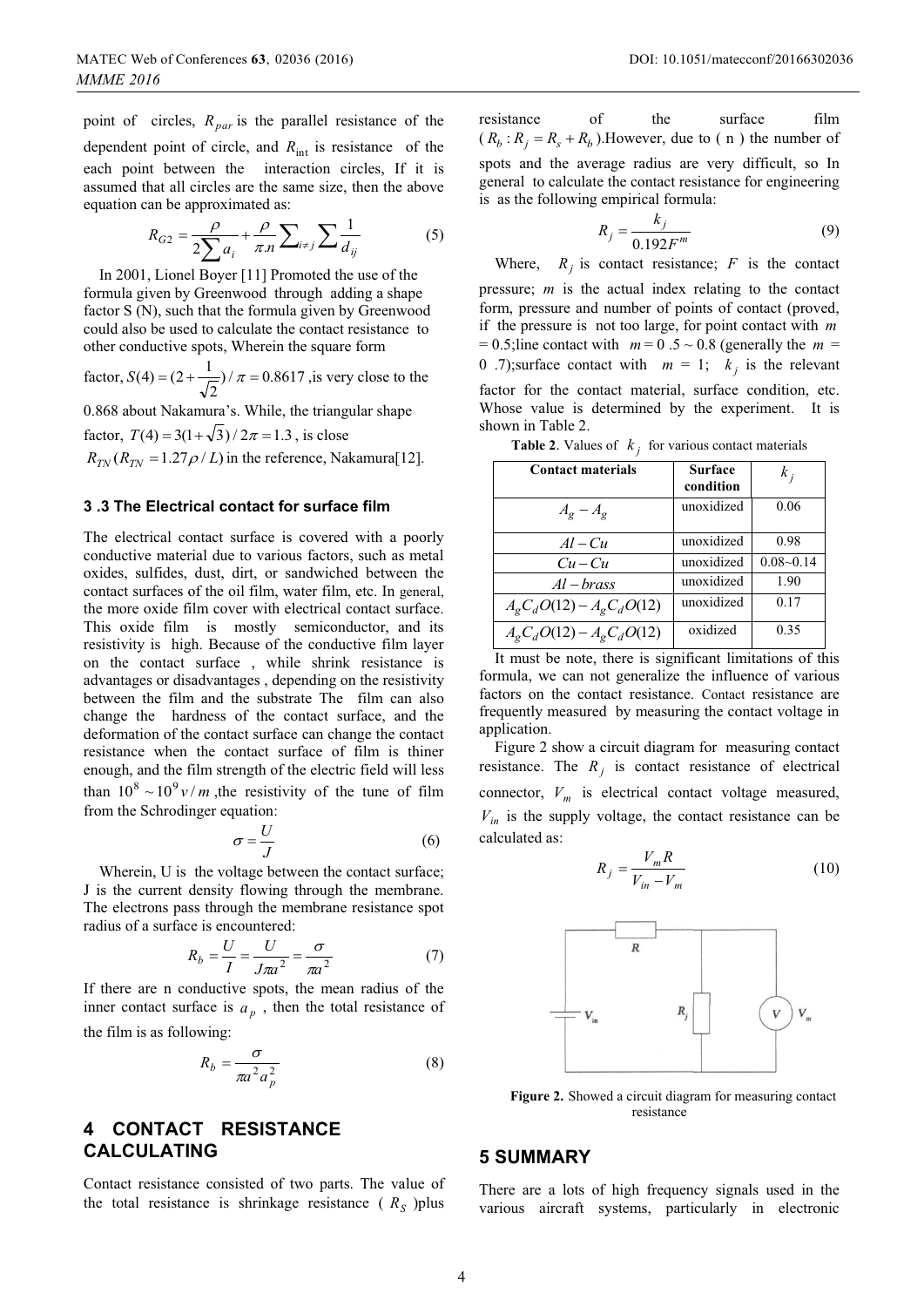point of circles, $R_{par}$ is the parallel resistance of the dependent point of circle, and $R_{\text{int}}$ is resistance of the each point between the interaction circles, If it is assumed that all circles are the same size, then the above equation can be approximated as:

$$R_{G2} = \frac{\rho}{2\sum a_i} + \frac{\rho}{\pi.n}\sum_{i \neq j}\sum \frac{1}{d_{ij}} \tag{5}$$

In 2001, Lionel Boyer [11] Promoted the use of the formula given by Greenwood through adding a shape factor S (N), such that the formula given by Greenwood could also be used to calculate the contact resistance to other conductive spots, Wherein the square form factor, $S(4) = (2 + \frac{1}{\sqrt{2}})/\pi = 0.8617$ ,is very close to the 0.868 about Nakamura's. While, the triangular shape factor, $T(4) = 3(1+\sqrt{3})/2\pi = 1.3$ , is close $R_{TN}(R_{TN} = 1.27\rho / L)$ in the reference, Nakamura[12].

### 3 .3 The Electrical contact for surface film

The electrical contact surface is covered with a poorly conductive material due to various factors, such as metal oxides, sulfides, dust, dirt, or sandwiched between the contact surfaces of the oil film, water film, etc. In general, the more oxide film cover with electrical contact surface. This oxide film is mostly semiconductor, and its resistivity is high. Because of the conductive film layer on the contact surface , while shrink resistance is advantages or disadvantages , depending on the resistivity between the film and the substrate The film can also change the hardness of the contact surface, and the deformation of the contact surface can change the contact resistance when the contact surface of film is thiner enough, and the film strength of the electric field will less than $10^8 \sim 10^9 v/m$ ,the resistivity of the tune of film from the Schrodinger equation:

$$\sigma = \frac{U}{J} \tag{6}$$

Wherein, U is the voltage between the contact surface; J is the current density flowing through the membrane. The electrons pass through the membrane resistance spot radius of a surface is encountered:

$$R_b = \frac{U}{I} = \frac{U}{J\pi a^2} = \frac{\sigma}{\pi a^2} \tag{7}$$

If there are n conductive spots, the mean radius of the inner contact surface is $a_p$ , then the total resistance of the film is as following:

$$R_b = \frac{\sigma}{\pi a^2 a_p^2} \tag{8}$$

## 4 CONTACT RESISTANCE CALCULATING

Contact resistance consisted of two parts. The value of the total resistance is shrinkage resistance ( $R_S$ )plus resistance of the surface film ( $R_b : R_j = R_s + R_b$ ).However, due to ( n ) the number of spots and the average radius are very difficult, so In general to calculate the contact resistance for engineering is as the following empirical formula:

$$R_j = \frac{k_j}{0.192F^m} \tag{9}$$

Where, $R_j$ is contact resistance; $F$ is the contact pressure; $m$ is the actual index relating to the contact form, pressure and number of points of contact (proved, if the pressure is not too large, for point contact with $m$ = 0.5;line contact with $m$ = 0 .5 ~ 0.8 (generally the $m$ = 0 .7);surface contact with $m$ = 1; $k_j$ is the relevant factor for the contact material, surface condition, etc. Whose value is determined by the experiment. It is shown in Table 2.

**Table 2**. Values of $k_j$ for various contact materials

| Contact materials | Surface condition | $k_j$ |
|---|---|---|
| $A_g - A_g$ | unoxidized | 0.06 |
| $Al - Cu$ | unoxidized | 0.98 |
| $Cu - Cu$ | unoxidized | 0.08~0.14 |
| $Al - brass$ | unoxidized | 1.90 |
| $A_gC_dO(12) - A_gC_dO(12)$ | unoxidized | 0.17 |
| $A_gC_dO(12) - A_gC_dO(12)$ | oxidized | 0.35 |

It must be note, there is significant limitations of this formula, we can not generalize the influence of various factors on the contact resistance. Contact resistance are frequently measured by measuring the contact voltage in application.

Figure 2 show a circuit diagram for measuring contact resistance. The $R_j$ is contact resistance of electrical connector, $V_m$ is electrical contact voltage measured, $V_{in}$ is the supply voltage, the contact resistance can be calculated as:

$$R_j = \frac{V_m R}{V_{in} - V_m} \tag{10}$$

**Figure 2.** Showed a circuit diagram for measuring contact resistance

## 5 SUMMARY

There are a lots of high frequency signals used in the various aircraft systems, particularly in electronic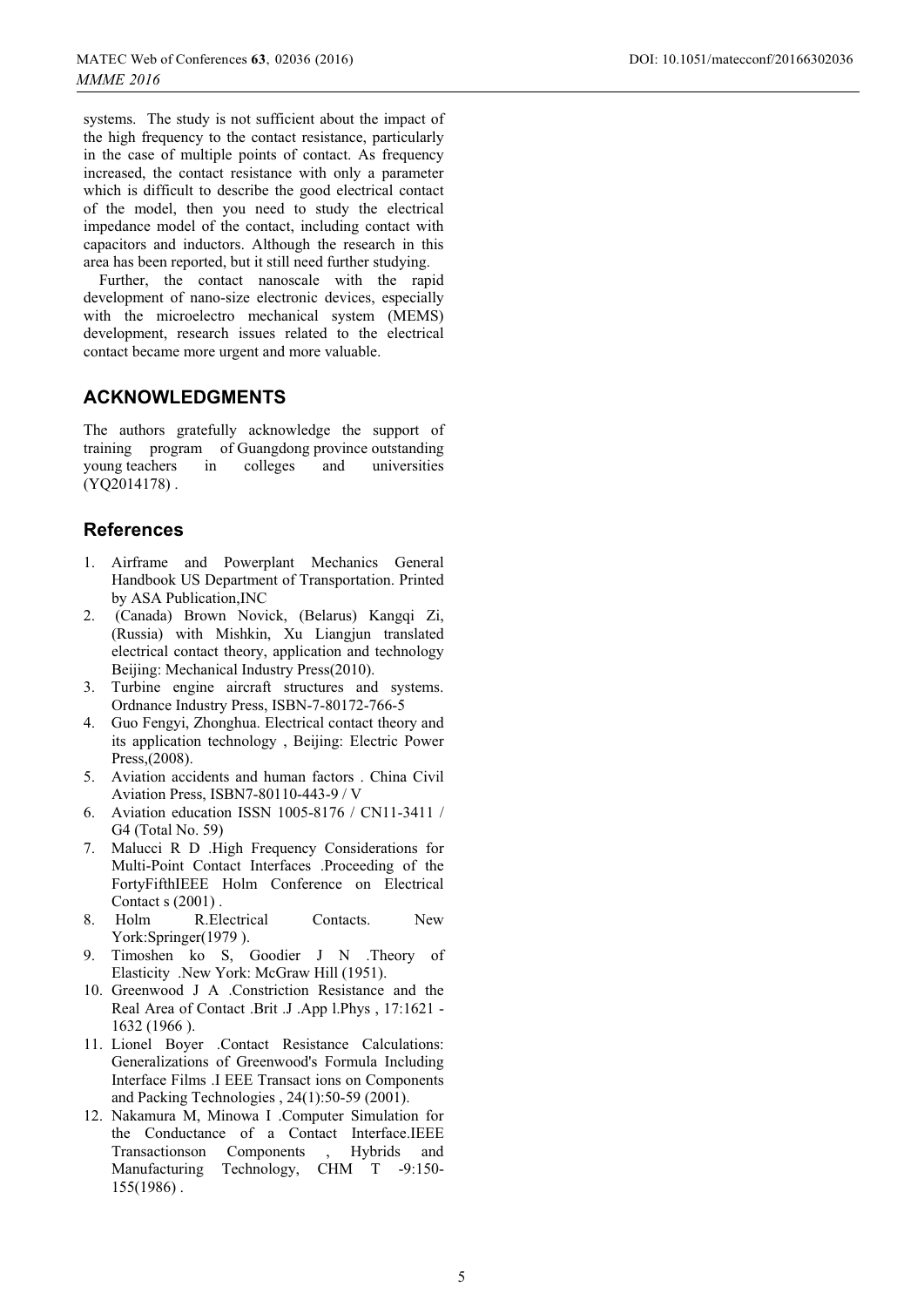systems. The study is not sufficient about the impact of the high frequency to the contact resistance, particularly in the case of multiple points of contact. As frequency increased, the contact resistance with only a parameter which is difficult to describe the good electrical contact of the model, then you need to study the electrical impedance model of the contact, including contact with capacitors and inductors. Although the research in this area has been reported, but it still need further studying.

Further, the contact nanoscale with the rapid development of nano-size electronic devices, especially with the microelectro mechanical system (MEMS) development, research issues related to the electrical contact became more urgent and more valuable.

## ACKNOWLEDGMENTS

The authors gratefully acknowledge the support of training program of Guangdong province outstanding young teachers in colleges and universities (YQ2014178) .

## References

1. Airframe and Powerplant Mechanics General Handbook US Department of Transportation. Printed by ASA Publication,INC
2. (Canada) Brown Novick, (Belarus) Kangqi Zi, (Russia) with Mishkin, Xu Liangjun translated electrical contact theory, application and technology Beijing: Mechanical Industry Press(2010).
3. Turbine engine aircraft structures and systems. Ordnance Industry Press, ISBN-7-80172-766-5
4. Guo Fengyi, Zhonghua. Electrical contact theory and its application technology , Beijing: Electric Power Press,(2008).
5. Aviation accidents and human factors . China Civil Aviation Press, ISBN7-80110-443-9 / V
6. Aviation education ISSN 1005-8176 / CN11-3411 / G4 (Total No. 59)
7. Malucci R D .High Frequency Considerations for Multi-Point Contact Interfaces .Proceeding of the FortyFifthIEEE Holm Conference on Electrical Contact s (2001) .
8. Holm R.Electrical Contacts. New York:Springer(1979 ).
9. Timoshen ko S, Goodier J N .Theory of Elasticity .New York: McGraw Hill (1951).
10. Greenwood J A .Constriction Resistance and the Real Area of Contact .Brit .J .App l.Phys , 17:1621 - 1632 (1966 ).
11. Lionel Boyer .Contact Resistance Calculations: Generalizations of Greenwood's Formula Including Interface Films .I EEE Transact ions on Components and Packing Technologies , 24(1):50-59 (2001).
12. Nakamura M, Minowa I .Computer Simulation for the Conductance of a Contact Interface.IEEE Transactionson Components , Hybrids and Manufacturing Technology, CHM T -9:150-155(1986) .